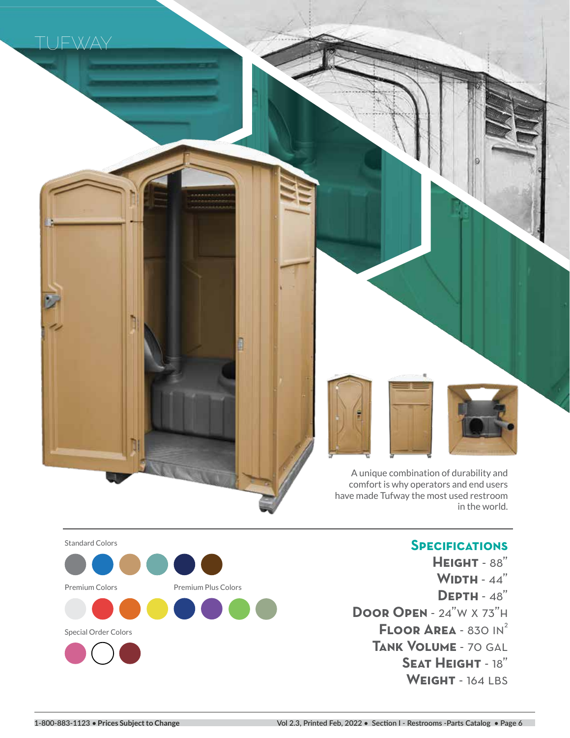# TUFWAY

A unique combination of durability and comfort is why operators and end users have made Tufway the most used restroom in the world.

Standard Colors

Premium Colors

Premium Plus Colors

Special Order Colors

## Specifications

**Height** - 88"

**Width** - 44"

**Depth** - 48"

**Door Open** - 24"W x 73"H

**Floor Area** - 830 $IN^2$

**Tank Volume** - 70 GAL

**Seat Height** - 18"

**Weight** - 164 LBS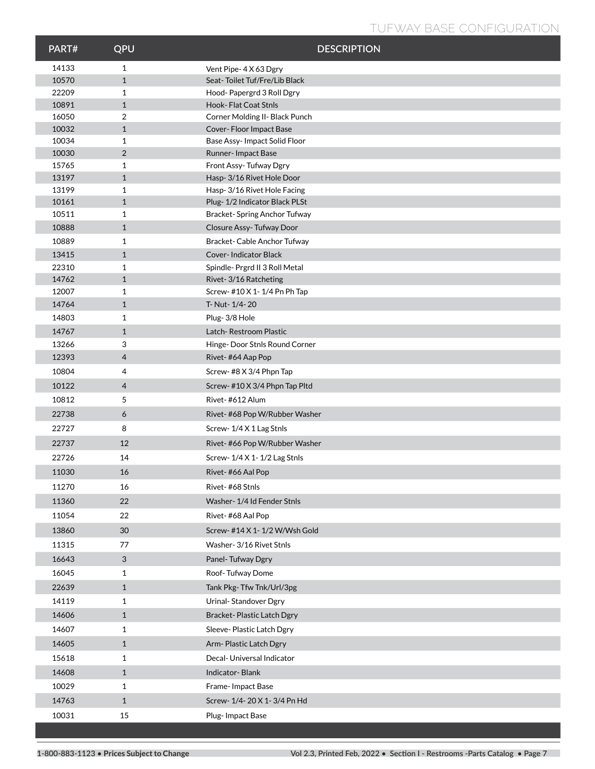# TUFWAY BASE CONFIGURATION

| PART# | QPU | DESCRIPTION |
|---|---|---|
| 14133 | 1 | Vent Pipe- 4 X 63 Dgry |
| 10570 | 1 | Seat- Toilet Tuf/Fre/Lib Black |
| 22209 | 1 | Hood- Papergrd 3 Roll Dgry |
| 10891 | 1 | Hook- Flat Coat Stnls |
| 16050 | 2 | Corner Molding II- Black Punch |
| 10032 | 1 | Cover- Floor Impact Base |
| 10034 | 1 | Base Assy- Impact Solid Floor |
| 10030 | 2 | Runner- Impact Base |
| 15765 | 1 | Front Assy- Tufway Dgry |
| 13197 | 1 | Hasp- 3/16 Rivet Hole Door |
| 13199 | 1 | Hasp- 3/16 Rivet Hole Facing |
| 10161 | 1 | Plug- 1/2 Indicator Black PLSt |
| 10511 | 1 | Bracket- Spring Anchor Tufway |
| 10888 | 1 | Closure Assy- Tufway Door |
| 10889 | 1 | Bracket- Cable Anchor Tufway |
| 13415 | 1 | Cover- Indicator Black |
| 22310 | 1 | Spindle- Prgrd II 3 Roll Metal |
| 14762 | 1 | Rivet- 3/16 Ratcheting |
| 12007 | 1 | Screw- #10 X 1- 1/4 Pn Ph Tap |
| 14764 | 1 | T- Nut- 1/4- 20 |
| 14803 | 1 | Plug- 3/8 Hole |
| 14767 | 1 | Latch- Restroom Plastic |
| 13266 | 3 | Hinge- Door Stnls Round Corner |
| 12393 | 4 | Rivet- #64 Aap Pop |
| 10804 | 4 | Screw- #8 X 3/4 Phpn Tap |
| 10122 | 4 | Screw- #10 X 3/4 Phpn Tap Pltd |
| 10812 | 5 | Rivet- #612 Alum |
| 22738 | 6 | Rivet- #68 Pop W/Rubber Washer |
| 22727 | 8 | Screw- 1/4 X 1 Lag Stnls |
| 22737 | 12 | Rivet- #66 Pop W/Rubber Washer |
| 22726 | 14 | Screw- 1/4 X 1- 1/2 Lag Stnls |
| 11030 | 16 | Rivet- #66 Aal Pop |
| 11270 | 16 | Rivet- #68 Stnls |
| 11360 | 22 | Washer- 1/4 Id Fender Stnls |
| 11054 | 22 | Rivet- #68 Aal Pop |
| 13860 | 30 | Screw- #14 X 1- 1/2 W/Wsh Gold |
| 11315 | 77 | Washer- 3/16 Rivet Stnls |
| 16643 | 3 | Panel- Tufway Dgry |
| 16045 | 1 | Roof- Tufway Dome |
| 22639 | 1 | Tank Pkg- Tfw Tnk/Url/3pg |
| 14119 | 1 | Urinal- Standover Dgry |
| 14606 | 1 | Bracket- Plastic Latch Dgry |
| 14607 | 1 | Sleeve- Plastic Latch Dgry |
| 14605 | 1 | Arm- Plastic Latch Dgry |
| 15618 | 1 | Decal- Universal Indicator |
| 14608 | 1 | Indicator- Blank |
| 10029 | 1 | Frame- Impact Base |
| 14763 | 1 | Screw- 1/4- 20 X 1- 3/4 Pn Hd |
| 10031 | 15 | Plug- Impact Base |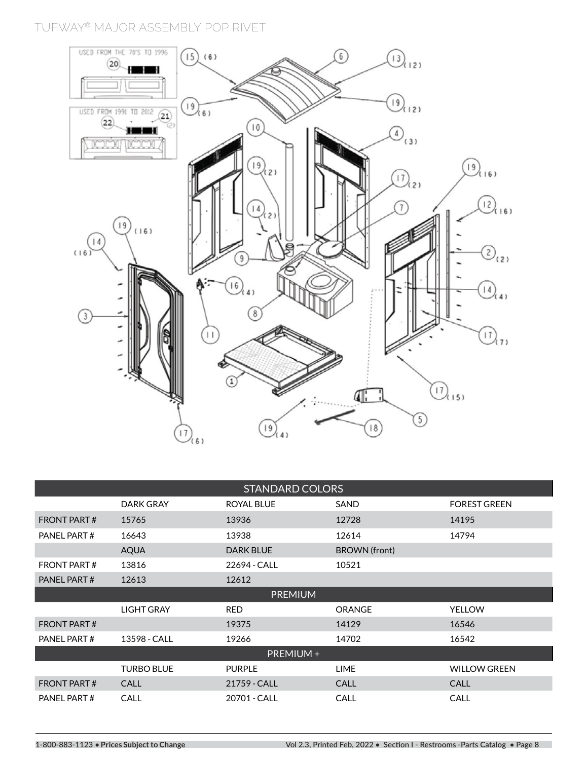# TUFWAY® MAJOR ASSEMBLY POP RIVET

| STANDARD COLORS | | | | |
|---|---|---|---|---|
| | DARK GRAY | ROYAL BLUE | SAND | FOREST GREEN |
| FRONT PART # | 15765 | 13936 | 12728 | 14195 |
| PANEL PART # | 16643 | 13938 | 12614 | 14794 |
| | AQUA | DARK BLUE | BROWN (front) | |
| FRONT PART # | 13816 | 22694 - CALL | 10521 | |
| PANEL PART # | 12613 | 12612 | | |
| PREMIUM | | | | |
| | LIGHT GRAY | RED | ORANGE | YELLOW |
| FRONT PART # | | 19375 | 14129 | 16546 |
| PANEL PART # | 13598 - CALL | 19266 | 14702 | 16542 |
| PREMIUM + | | | | |
| | TURBO BLUE | PURPLE | LIME | WILLOW GREEN |
| FRONT PART # | CALL | 21759 - CALL | CALL | CALL |
| PANEL PART # | CALL | 20701 - CALL | CALL | CALL |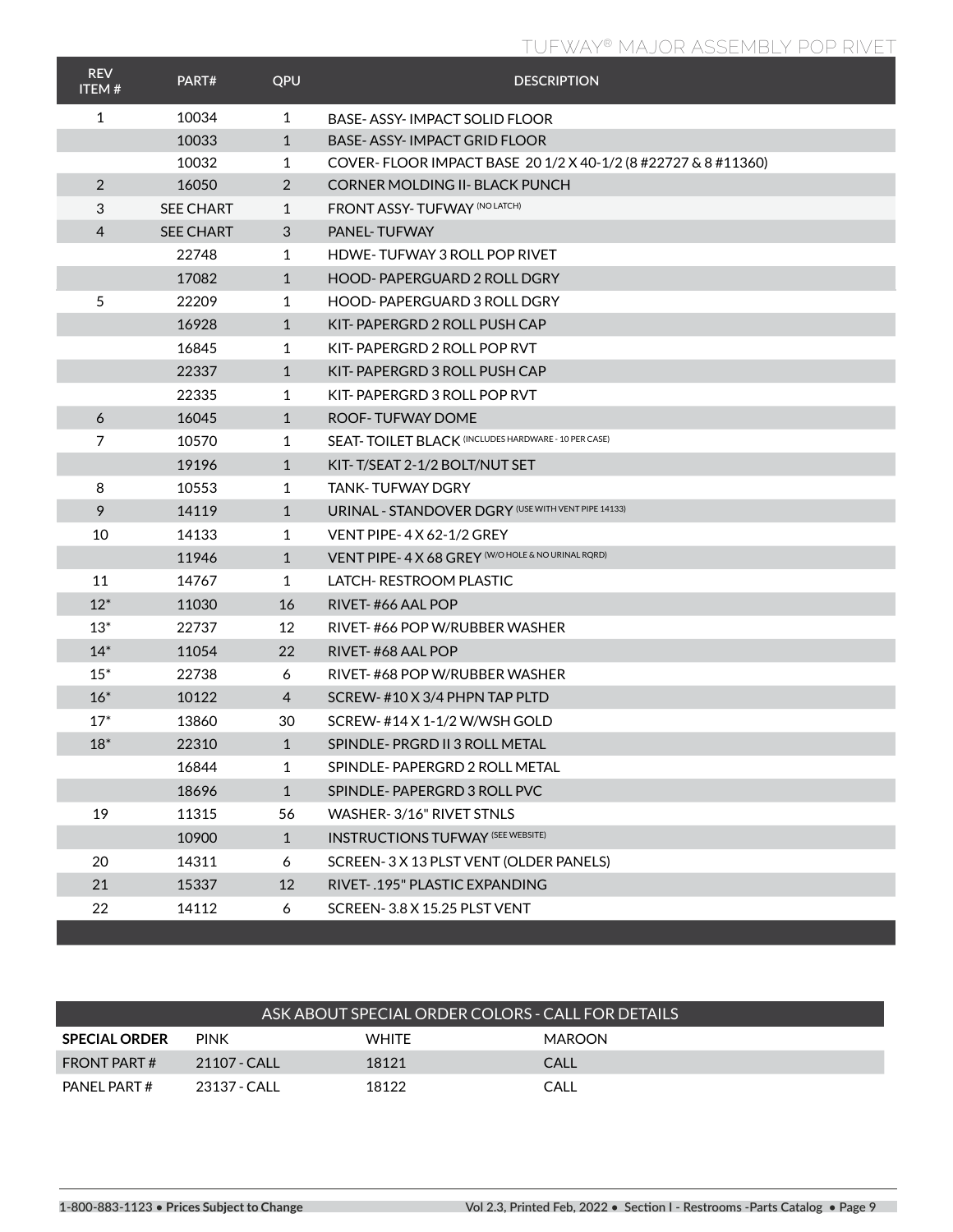# TUFWAY® MAJOR ASSEMBLY POP RIVET

| REV ITEM # | PART# | QPU | DESCRIPTION |
| --- | --- | --- | --- |
| 1 | 10034 | 1 | BASE- ASSY- IMPACT SOLID FLOOR |
| | 10033 | 1 | BASE- ASSY- IMPACT GRID FLOOR |
| | 10032 | 1 | COVER- FLOOR IMPACT BASE 20 1/2 X 40-1/2 (8 #22727 & 8 #11360) |
| 2 | 16050 | 2 | CORNER MOLDING II- BLACK PUNCH |
| 3 | SEE CHART | 1 | FRONT ASSY- TUFWAY (NO LATCH) |
| 4 | SEE CHART | 3 | PANEL- TUFWAY |
| | 22748 | 1 | HDWE- TUFWAY 3 ROLL POP RIVET |
| | 17082 | 1 | HOOD- PAPERGUARD 2 ROLL DGRY |
| 5 | 22209 | 1 | HOOD- PAPERGUARD 3 ROLL DGRY |
| | 16928 | 1 | KIT- PAPERGRD 2 ROLL PUSH CAP |
| | 16845 | 1 | KIT- PAPERGRD 2 ROLL POP RVT |
| | 22337 | 1 | KIT- PAPERGRD 3 ROLL PUSH CAP |
| | 22335 | 1 | KIT- PAPERGRD 3 ROLL POP RVT |
| 6 | 16045 | 1 | ROOF- TUFWAY DOME |
| 7 | 10570 | 1 | SEAT- TOILET BLACK (INCLUDES HARDWARE - 10 PER CASE) |
| | 19196 | 1 | KIT- T/SEAT 2-1/2 BOLT/NUT SET |
| 8 | 10553 | 1 | TANK- TUFWAY DGRY |
| 9 | 14119 | 1 | URINAL - STANDOVER DGRY (USE WITH VENT PIPE 14133) |
| 10 | 14133 | 1 | VENT PIPE- 4 X 62-1/2 GREY |
| | 11946 | 1 | VENT PIPE- 4 X 68 GREY (W/O HOLE & NO URINAL RQRD) |
| 11 | 14767 | 1 | LATCH- RESTROOM PLASTIC |
| 12* | 11030 | 16 | RIVET- #66 AAL POP |
| 13* | 22737 | 12 | RIVET- #66 POP W/RUBBER WASHER |
| 14* | 11054 | 22 | RIVET- #68 AAL POP |
| 15* | 22738 | 6 | RIVET- #68 POP W/RUBBER WASHER |
| 16* | 10122 | 4 | SCREW- #10 X 3/4 PHPN TAP PLTD |
| 17* | 13860 | 30 | SCREW- #14 X 1-1/2 W/WSH GOLD |
| 18* | 22310 | 1 | SPINDLE- PRGRD II 3 ROLL METAL |
| | 16844 | 1 | SPINDLE- PAPERGRD 2 ROLL METAL |
| | 18696 | 1 | SPINDLE- PAPERGRD 3 ROLL PVC |
| 19 | 11315 | 56 | WASHER- 3/16" RIVET STNLS |
| | 10900 | 1 | INSTRUCTIONS TUFWAY (SEE WEBSITE) |
| 20 | 14311 | 6 | SCREEN- 3 X 13 PLST VENT (OLDER PANELS) |
| 21 | 15337 | 12 | RIVET- .195" PLASTIC EXPANDING |
| 22 | 14112 | 6 | SCREEN- 3.8 X 15.25 PLST VENT |

| ASK ABOUT SPECIAL ORDER COLORS - CALL FOR DETAILS | | | |
| --- | --- | --- | --- |
| **SPECIAL ORDER** | PINK | WHITE | MAROON |
| FRONT PART # | 21107 - CALL | 18121 | CALL |
| PANEL PART # | 23137 - CALL | 18122 | CALL |

1-800-883-1123 • **Prices Subject to Change**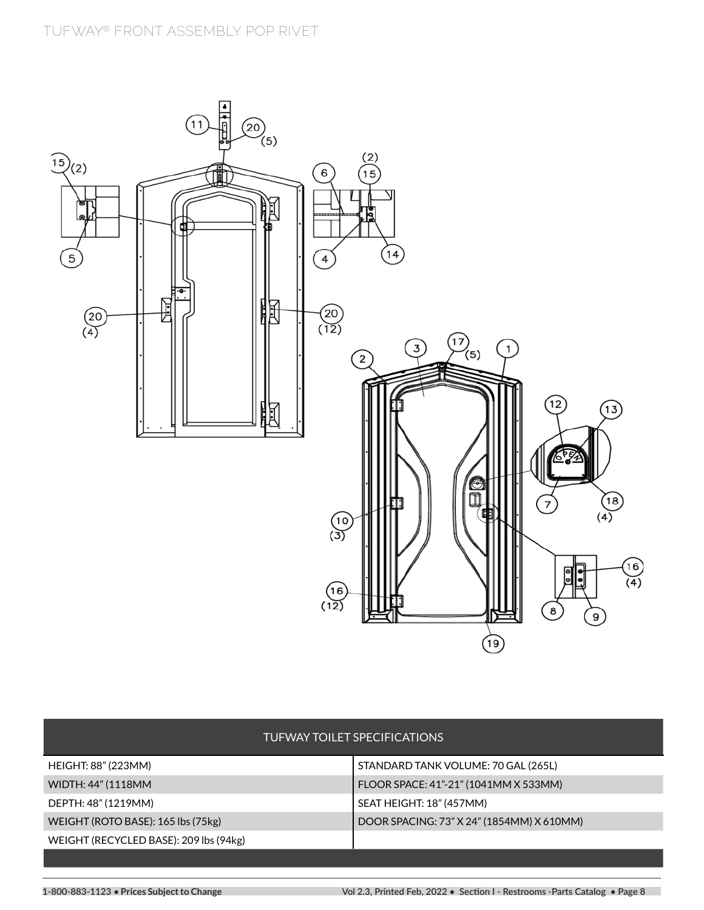# TUFWAY® FRONT ASSEMBLY POP RIVET

| TUFWAY TOILET SPECIFICATIONS | |
|---|---|
| HEIGHT: 88" (223MM) | STANDARD TANK VOLUME: 70 GAL (265L) |
| WIDTH: 44" (1118MM | FLOOR SPACE: 41"-21" (1041MM X 533MM) |
| DEPTH: 48" (1219MM) | SEAT HEIGHT: 18" (457MM) |
| WEIGHT (ROTO BASE): 165 lbs (75kg) | DOOR SPACING: 73" X 24" (1854MM) X 610MM) |
| WEIGHT (RECYCLED BASE): 209 lbs (94kg) | |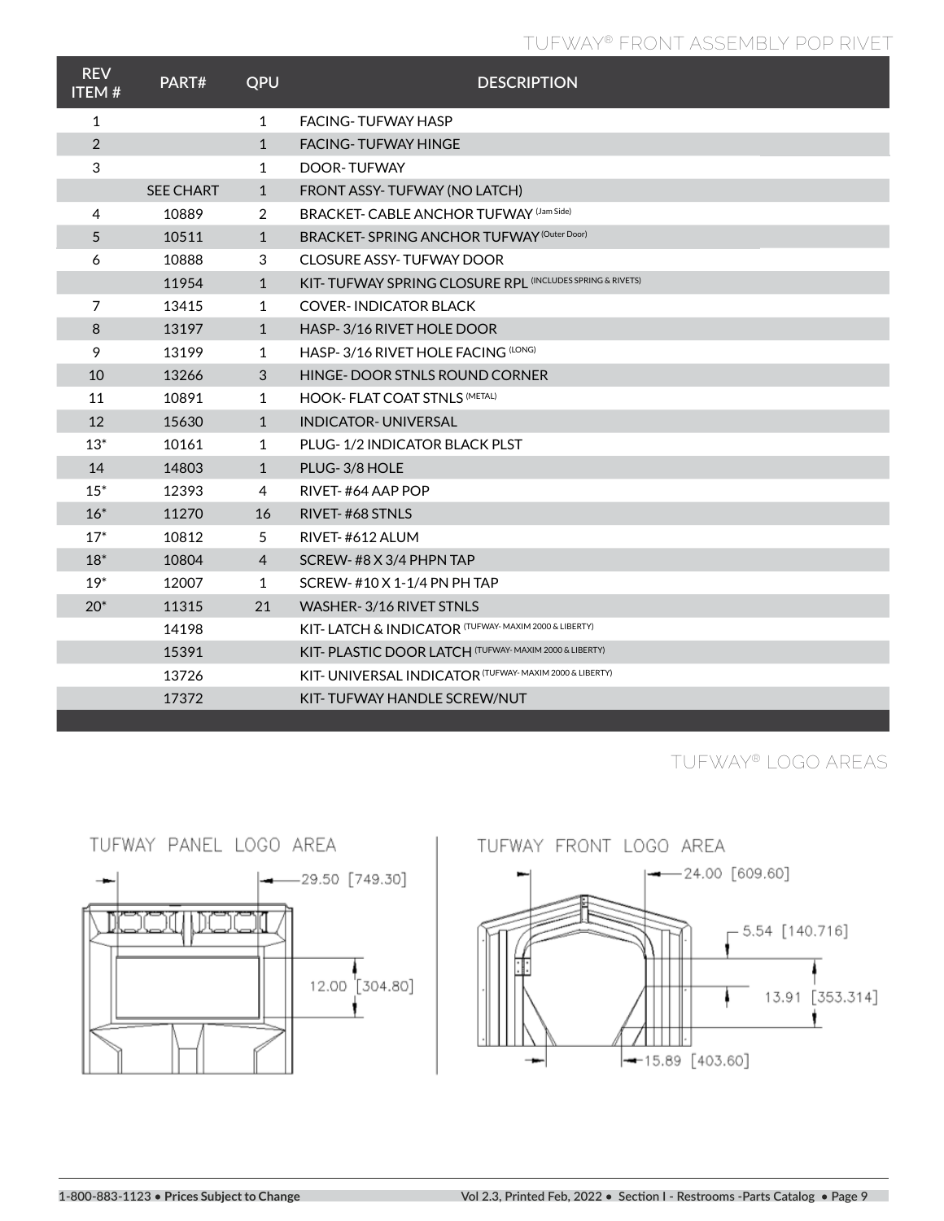## TUFWAY® FRONT ASSEMBLY POP RIVET

| REV ITEM # | PART# | QPU | DESCRIPTION |
|---|---|---|---|
| 1 | | 1 | FACING- TUFWAY HASP |
| 2 | | 1 | FACING- TUFWAY HINGE |
| 3 | | 1 | DOOR- TUFWAY |
| | SEE CHART | 1 | FRONT ASSY- TUFWAY (NO LATCH) |
| 4 | 10889 | 2 | BRACKET- CABLE ANCHOR TUFWAY (Jam Side) |
| 5 | 10511 | 1 | BRACKET- SPRING ANCHOR TUFWAY (Outer Door) |
| 6 | 10888 | 3 | CLOSURE ASSY- TUFWAY DOOR |
| | 11954 | 1 | KIT- TUFWAY SPRING CLOSURE RPL (INCLUDES SPRING & RIVETS) |
| 7 | 13415 | 1 | COVER- INDICATOR BLACK |
| 8 | 13197 | 1 | HASP- 3/16 RIVET HOLE DOOR |
| 9 | 13199 | 1 | HASP- 3/16 RIVET HOLE FACING (LONG) |
| 10 | 13266 | 3 | HINGE- DOOR STNLS ROUND CORNER |
| 11 | 10891 | 1 | HOOK- FLAT COAT STNLS (METAL) |
| 12 | 15630 | 1 | INDICATOR- UNIVERSAL |
| 13* | 10161 | 1 | PLUG- 1/2 INDICATOR BLACK PLST |
| 14 | 14803 | 1 | PLUG- 3/8 HOLE |
| 15* | 12393 | 4 | RIVET- #64 AAP POP |
| 16* | 11270 | 16 | RIVET- #68 STNLS |
| 17* | 10812 | 5 | RIVET- #612 ALUM |
| 18* | 10804 | 4 | SCREW- #8 X 3/4 PHPN TAP |
| 19* | 12007 | 1 | SCREW- #10 X 1-1/4 PN PH TAP |
| 20* | 11315 | 21 | WASHER- 3/16 RIVET STNLS |
| | 14198 | | KIT- LATCH & INDICATOR (TUFWAY- MAXIM 2000 & LIBERTY) |
| | 15391 | | KIT- PLASTIC DOOR LATCH (TUFWAY- MAXIM 2000 & LIBERTY) |
| | 13726 | | KIT- UNIVERSAL INDICATOR (TUFWAY- MAXIM 2000 & LIBERTY) |
| | 17372 | | KIT- TUFWAY HANDLE SCREW/NUT |

## TUFWAY® LOGO AREAS

TUFWAY PANEL LOGO AREA

29.50 [749.30]

12.00 [304.80]

TUFWAY FRONT LOGO AREA

24.00 [609.60]

5.54 [140.716]

13.91 [353.314]

15.89 [403.60]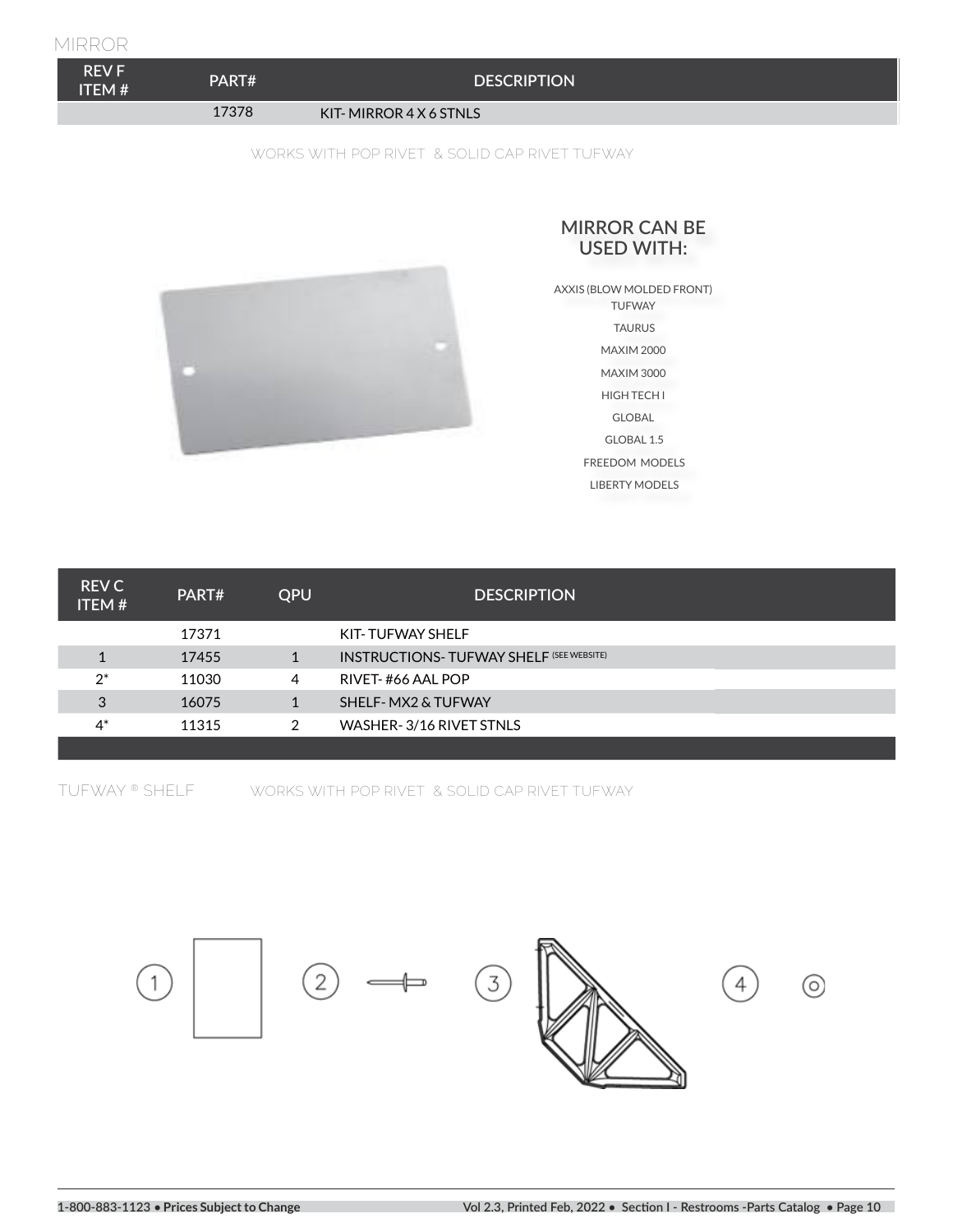## MIRROR

| REV F ITEM # | PART# | DESCRIPTION |
|---|---|---|
| | 17378 | KIT- MIRROR 4 X 6 STNLS |

WORKS WITH POP RIVET & SOLID CAP RIVET TUFWAY

### MIRROR CAN BE USED WITH:

AXXIS (BLOW MOLDED FRONT)
TUFWAY
TAURUS
MAXIM 2000
MAXIM 3000
HIGH TECH I
GLOBAL
GLOBAL 1.5
FREEDOM MODELS
LIBERTY MODELS

| REV C ITEM # | PART# | QPU | DESCRIPTION |
|---|---|---|---|
| | 17371 | | KIT- TUFWAY SHELF |
| 1 | 17455 | 1 | INSTRUCTIONS- TUFWAY SHELF (SEE WEBSITE) |
| 2* | 11030 | 4 | RIVET- #66 AAL POP |
| 3 | 16075 | 1 | SHELF- MX2 & TUFWAY |
| 4* | 11315 | 2 | WASHER- 3/16 RIVET STNLS |

## TUFWAY ® SHELF

WORKS WITH POP RIVET & SOLID CAP RIVET TUFWAY

1 2 3 4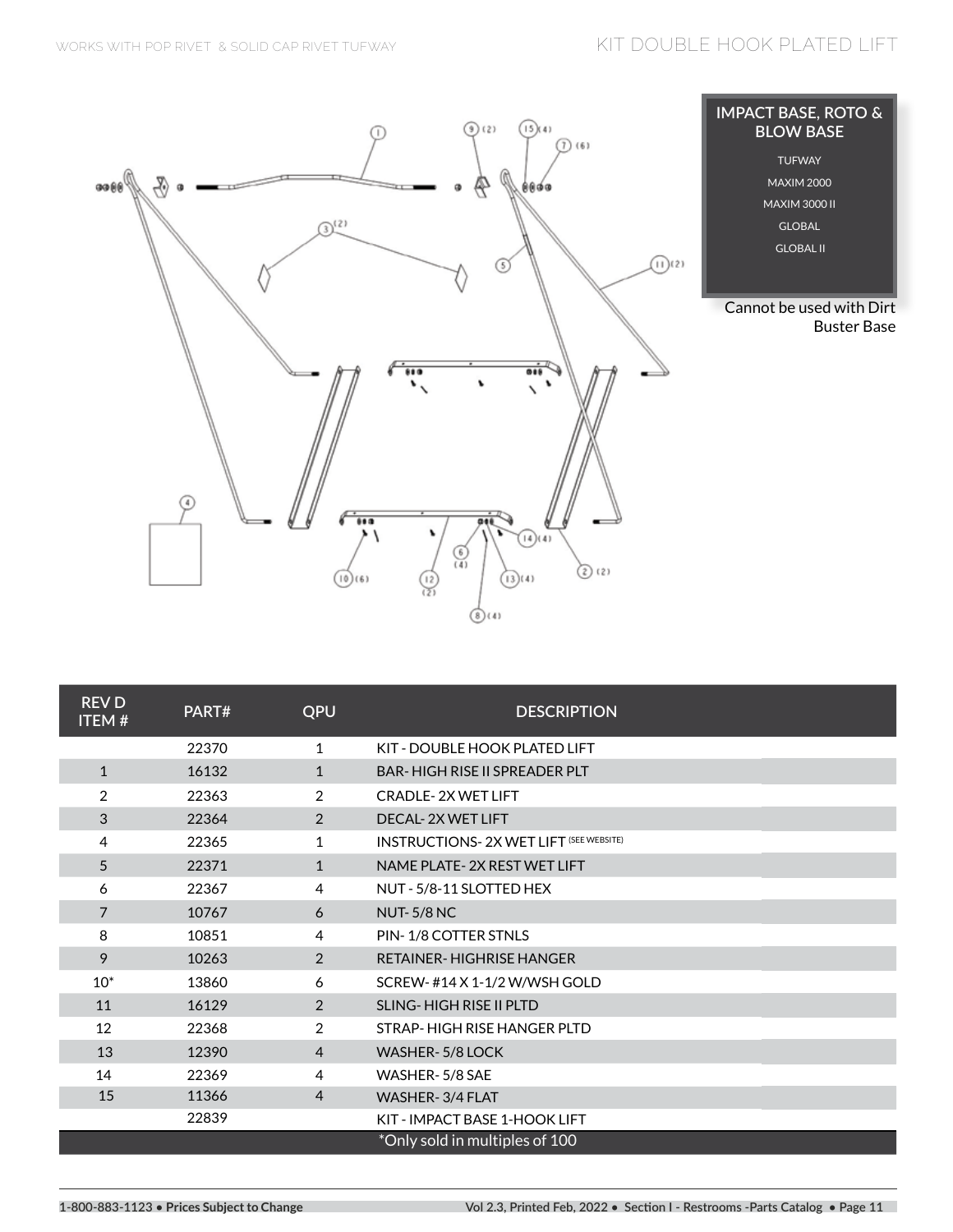# KIT DOUBLE HOOK PLATED LIFT

WORKS WITH POP RIVET & SOLID CAP RIVET TUFWAY

**IMPACT BASE, ROTO & BLOW BASE**

TUFWAY
MAXIM 2000
MAXIM 3000 II
GLOBAL
GLOBAL II

Cannot be used with Dirt Buster Base

| REV D ITEM # | PART# | QPU | DESCRIPTION |
|---|---|---|---|
| | 22370 | 1 | KIT - DOUBLE HOOK PLATED LIFT |
| 1 | 16132 | 1 | BAR- HIGH RISE II SPREADER PLT |
| 2 | 22363 | 2 | CRADLE- 2X WET LIFT |
| 3 | 22364 | 2 | DECAL- 2X WET LIFT |
| 4 | 22365 | 1 | INSTRUCTIONS- 2X WET LIFT (SEE WEBSITE) |
| 5 | 22371 | 1 | NAME PLATE- 2X REST WET LIFT |
| 6 | 22367 | 4 | NUT - 5/8-11 SLOTTED HEX |
| 7 | 10767 | 6 | NUT- 5/8 NC |
| 8 | 10851 | 4 | PIN- 1/8 COTTER STNLS |
| 9 | 10263 | 2 | RETAINER- HIGHRISE HANGER |
| 10* | 13860 | 6 | SCREW- #14 X 1-1/2 W/WSH GOLD |
| 11 | 16129 | 2 | SLING- HIGH RISE II PLTD |
| 12 | 22368 | 2 | STRAP- HIGH RISE HANGER PLTD |
| 13 | 12390 | 4 | WASHER- 5/8 LOCK |
| 14 | 22369 | 4 | WASHER- 5/8 SAE |
| 15 | 11366 | 4 | WASHER- 3/4 FLAT |
| | 22839 | | KIT - IMPACT BASE 1-HOOK LIFT |

*Only sold in multiples of 100

1-800-883-1123 • **Prices Subject to Change**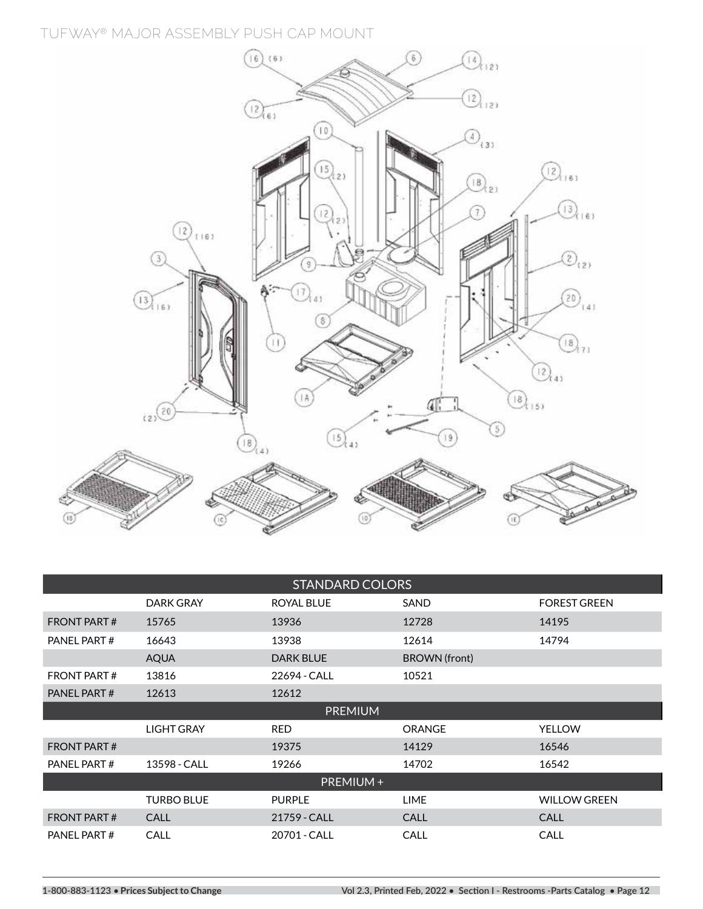# TUFWAY® MAJOR ASSEMBLY PUSH CAP MOUNT

| | | | | |
|---|---|---|---|---|
| **STANDARD COLORS** | | | | |
| | DARK GRAY | ROYAL BLUE | SAND | FOREST GREEN |
| FRONT PART # | 15765 | 13936 | 12728 | 14195 |
| PANEL PART # | 16643 | 13938 | 12614 | 14794 |
| | AQUA | DARK BLUE | BROWN (front) | |
| FRONT PART # | 13816 | 22694 - CALL | 10521 | |
| PANEL PART # | 12613 | 12612 | | |
| **PREMIUM** | | | | |
| | LIGHT GRAY | RED | ORANGE | YELLOW |
| FRONT PART # | | 19375 | 14129 | 16546 |
| PANEL PART # | 13598 - CALL | 19266 | 14702 | 16542 |
| **PREMIUM +** | | | | |
| | TURBO BLUE | PURPLE | LIME | WILLOW GREEN |
| FRONT PART # | CALL | 21759 - CALL | CALL | CALL |
| PANEL PART # | CALL | 20701 - CALL | CALL | CALL |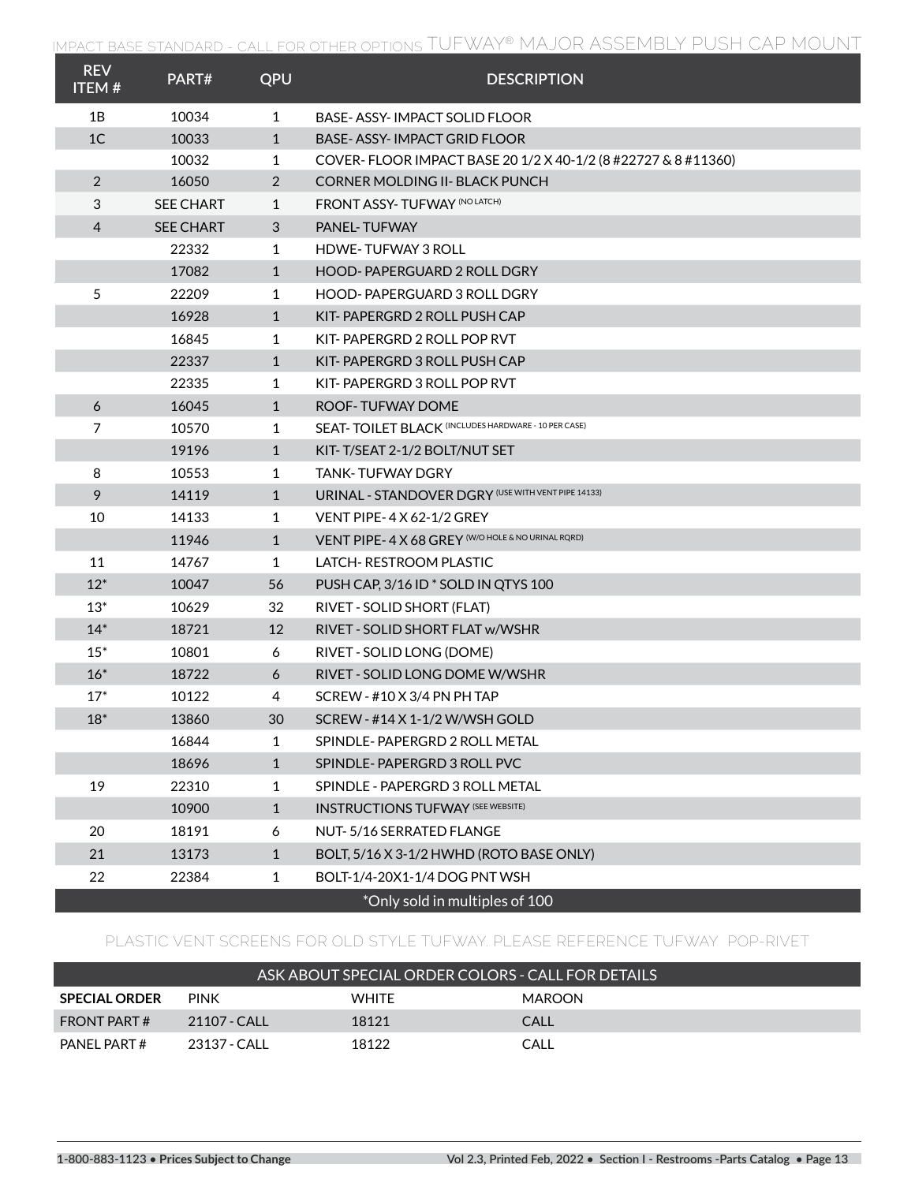IMPACT BASE STANDARD - CALL FOR OTHER OPTIONS

# TUFWAY® MAJOR ASSEMBLY PUSH CAP MOUNT

| REV ITEM # | PART# | QPU | DESCRIPTION |
|---|---|---|---|
| 1B | 10034 | 1 | BASE- ASSY- IMPACT SOLID FLOOR |
| 1C | 10033 | 1 | BASE- ASSY- IMPACT GRID FLOOR |
| | 10032 | 1 | COVER- FLOOR IMPACT BASE 20 1/2 X 40-1/2 (8 #22727 & 8 #11360) |
| 2 | 16050 | 2 | CORNER MOLDING II- BLACK PUNCH |
| 3 | SEE CHART | 1 | FRONT ASSY- TUFWAY (NO LATCH) |
| 4 | SEE CHART | 3 | PANEL- TUFWAY |
| | 22332 | 1 | HDWE- TUFWAY 3 ROLL |
| | 17082 | 1 | HOOD- PAPERGUARD 2 ROLL DGRY |
| 5 | 22209 | 1 | HOOD- PAPERGUARD 3 ROLL DGRY |
| | 16928 | 1 | KIT- PAPERGRD 2 ROLL PUSH CAP |
| | 16845 | 1 | KIT- PAPERGRD 2 ROLL POP RVT |
| | 22337 | 1 | KIT- PAPERGRD 3 ROLL PUSH CAP |
| | 22335 | 1 | KIT- PAPERGRD 3 ROLL POP RVT |
| 6 | 16045 | 1 | ROOF- TUFWAY DOME |
| 7 | 10570 | 1 | SEAT- TOILET BLACK (INCLUDES HARDWARE - 10 PER CASE) |
| | 19196 | 1 | KIT- T/SEAT 2-1/2 BOLT/NUT SET |
| 8 | 10553 | 1 | TANK- TUFWAY DGRY |
| 9 | 14119 | 1 | URINAL - STANDOVER DGRY (USE WITH VENT PIPE 14133) |
| 10 | 14133 | 1 | VENT PIPE- 4 X 62-1/2 GREY |
| | 11946 | 1 | VENT PIPE- 4 X 68 GREY (W/O HOLE & NO URINAL RQRD) |
| 11 | 14767 | 1 | LATCH- RESTROOM PLASTIC |
| 12* | 10047 | 56 | PUSH CAP, 3/16 ID * SOLD IN QTYS 100 |
| 13* | 10629 | 32 | RIVET - SOLID SHORT (FLAT) |
| 14* | 18721 | 12 | RIVET - SOLID SHORT FLAT w/WSHR |
| 15* | 10801 | 6 | RIVET - SOLID LONG (DOME) |
| 16* | 18722 | 6 | RIVET - SOLID LONG DOME W/WSHR |
| 17* | 10122 | 4 | SCREW - #10 X 3/4 PN PH TAP |
| 18* | 13860 | 30 | SCREW - #14 X 1-1/2 W/WSH GOLD |
| | 16844 | 1 | SPINDLE- PAPERGRD 2 ROLL METAL |
| | 18696 | 1 | SPINDLE- PAPERGRD 3 ROLL PVC |
| 19 | 22310 | 1 | SPINDLE - PAPERGRD 3 ROLL METAL |
| | 10900 | 1 | INSTRUCTIONS TUFWAY (SEE WEBSITE) |
| 20 | 18191 | 6 | NUT- 5/16 SERRATED FLANGE |
| 21 | 13173 | 1 | BOLT, 5/16 X 3-1/2 HWHD (ROTO BASE ONLY) |
| 22 | 22384 | 1 | BOLT-1/4-20X1-1/4 DOG PNT WSH |

*Only sold in multiples of 100

PLASTIC VENT SCREENS FOR OLD STYLE TUFWAY. PLEASE REFERENCE TUFWAY POP-RIVET

ASK ABOUT SPECIAL ORDER COLORS - CALL FOR DETAILS

| SPECIAL ORDER | PINK | WHITE | MAROON |
|---|---|---|---|
| FRONT PART # | 21107 - CALL | 18121 | CALL |
| PANEL PART # | 23137 - CALL | 18122 | CALL |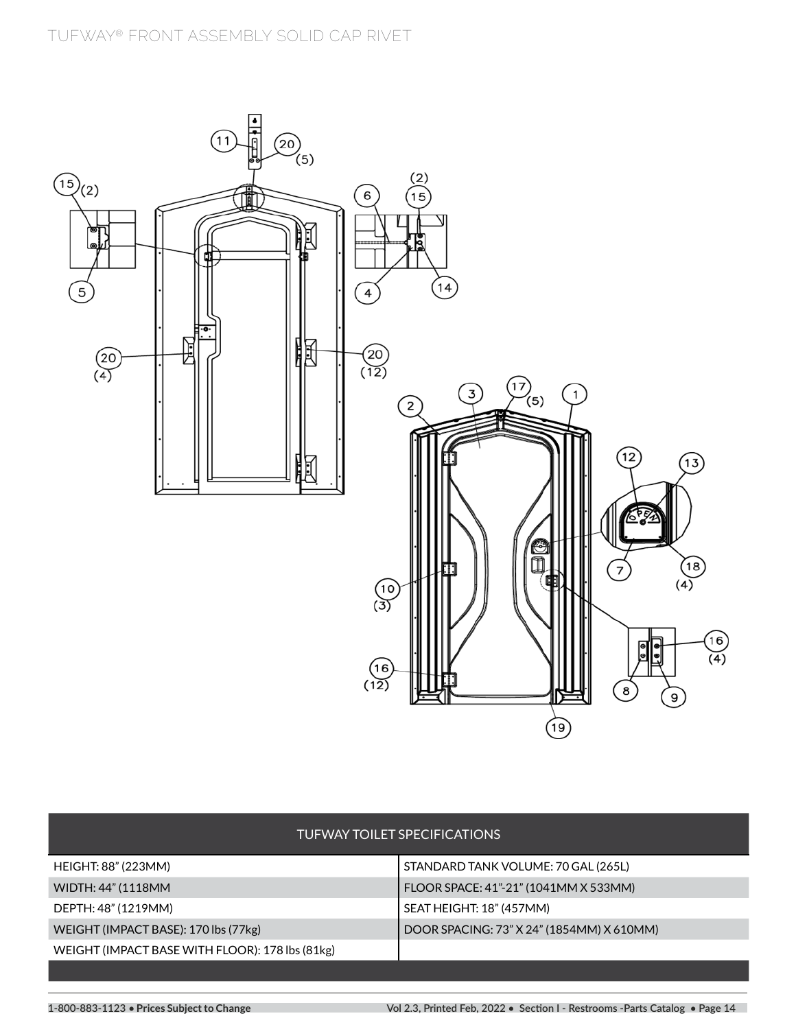# TUFWAY® FRONT ASSEMBLY SOLID CAP RIVET

| TUFWAY TOILET SPECIFICATIONS | |
|---|---|
| HEIGHT: 88" (223MM) | STANDARD TANK VOLUME: 70 GAL (265L) |
| WIDTH: 44" (1118MM | FLOOR SPACE: 41"-21" (1041MM X 533MM) |
| DEPTH: 48" (1219MM) | SEAT HEIGHT: 18" (457MM) |
| WEIGHT (IMPACT BASE): 170 lbs (77kg) | DOOR SPACING: 73" X 24" (1854MM) X 610MM) |
| WEIGHT (IMPACT BASE WITH FLOOR): 178 lbs (81kg) | |

1-800-883-1123 • **Prices Subject to Change**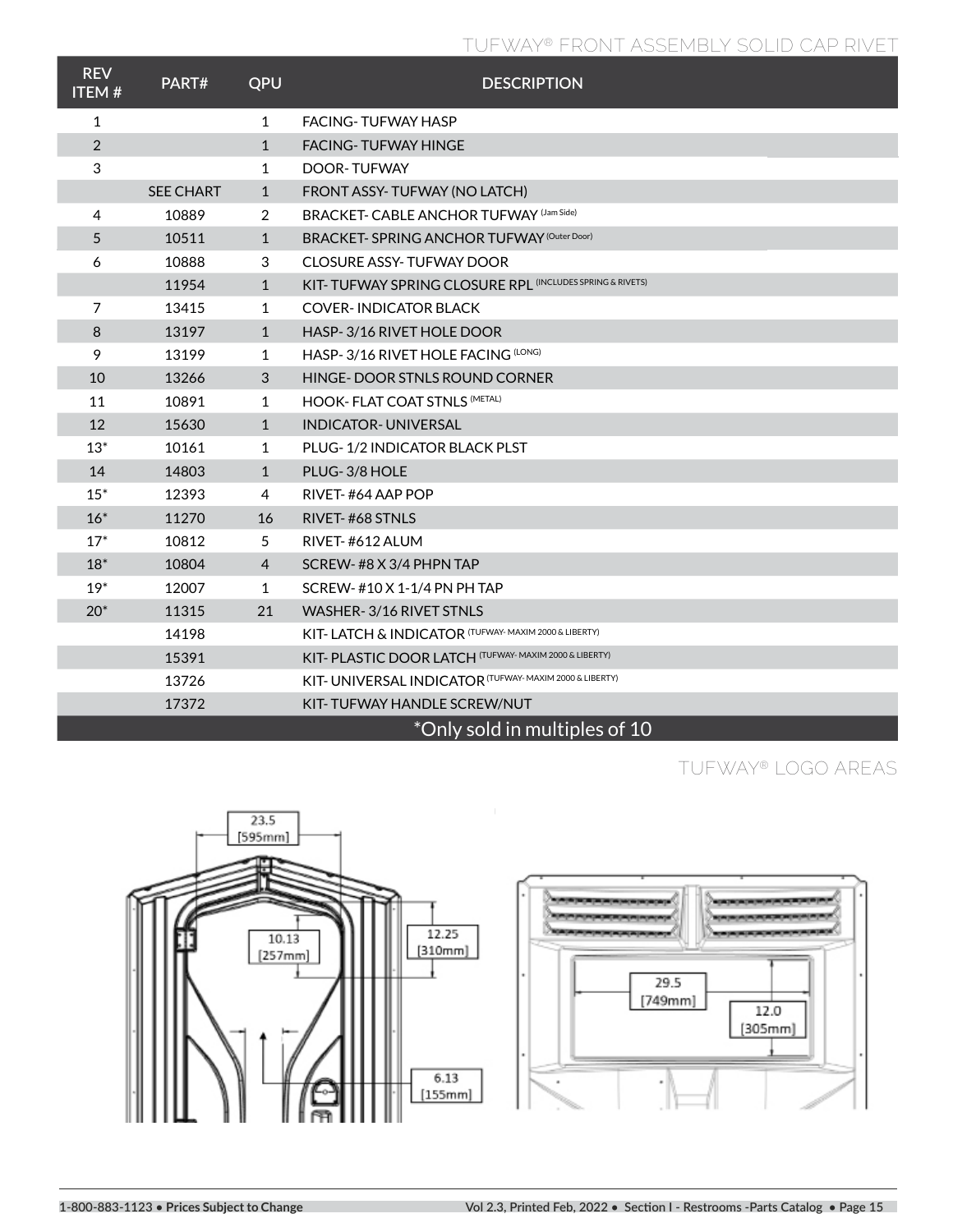## TUFWAY® FRONT ASSEMBLY SOLID CAP RIVET

| REV ITEM # | PART# | QPU | DESCRIPTION |
|---|---|---|---|
| 1 | | 1 | FACING- TUFWAY HASP |
| 2 | | 1 | FACING- TUFWAY HINGE |
| 3 | | 1 | DOOR- TUFWAY |
| | SEE CHART | 1 | FRONT ASSY- TUFWAY (NO LATCH) |
| 4 | 10889 | 2 | BRACKET- CABLE ANCHOR TUFWAY (Jam Side) |
| 5 | 10511 | 1 | BRACKET- SPRING ANCHOR TUFWAY (Outer Door) |
| 6 | 10888 | 3 | CLOSURE ASSY- TUFWAY DOOR |
| | 11954 | 1 | KIT- TUFWAY SPRING CLOSURE RPL (INCLUDES SPRING & RIVETS) |
| 7 | 13415 | 1 | COVER- INDICATOR BLACK |
| 8 | 13197 | 1 | HASP- 3/16 RIVET HOLE DOOR |
| 9 | 13199 | 1 | HASP- 3/16 RIVET HOLE FACING (LONG) |
| 10 | 13266 | 3 | HINGE- DOOR STNLS ROUND CORNER |
| 11 | 10891 | 1 | HOOK- FLAT COAT STNLS (METAL) |
| 12 | 15630 | 1 | INDICATOR- UNIVERSAL |
| 13* | 10161 | 1 | PLUG- 1/2 INDICATOR BLACK PLST |
| 14 | 14803 | 1 | PLUG- 3/8 HOLE |
| 15* | 12393 | 4 | RIVET- #64 AAP POP |
| 16* | 11270 | 16 | RIVET- #68 STNLS |
| 17* | 10812 | 5 | RIVET- #612 ALUM |
| 18* | 10804 | 4 | SCREW- #8 X 3/4 PHPN TAP |
| 19* | 12007 | 1 | SCREW- #10 X 1-1/4 PN PH TAP |
| 20* | 11315 | 21 | WASHER- 3/16 RIVET STNLS |
| | 14198 | | KIT- LATCH & INDICATOR (TUFWAY- MAXIM 2000 & LIBERTY) |
| | 15391 | | KIT- PLASTIC DOOR LATCH (TUFWAY- MAXIM 2000 & LIBERTY) |
| | 13726 | | KIT- UNIVERSAL INDICATOR (TUFWAY- MAXIM 2000 & LIBERTY) |
| | 17372 | | KIT- TUFWAY HANDLE SCREW/NUT |

*Only sold in multiples of 10

## TUFWAY® LOGO AREAS

23.5 [595mm]

10.13 [257mm]

12.25 [310mm]

6.13 [155mm]

29.5 [749mm]

12.0 [305mm]